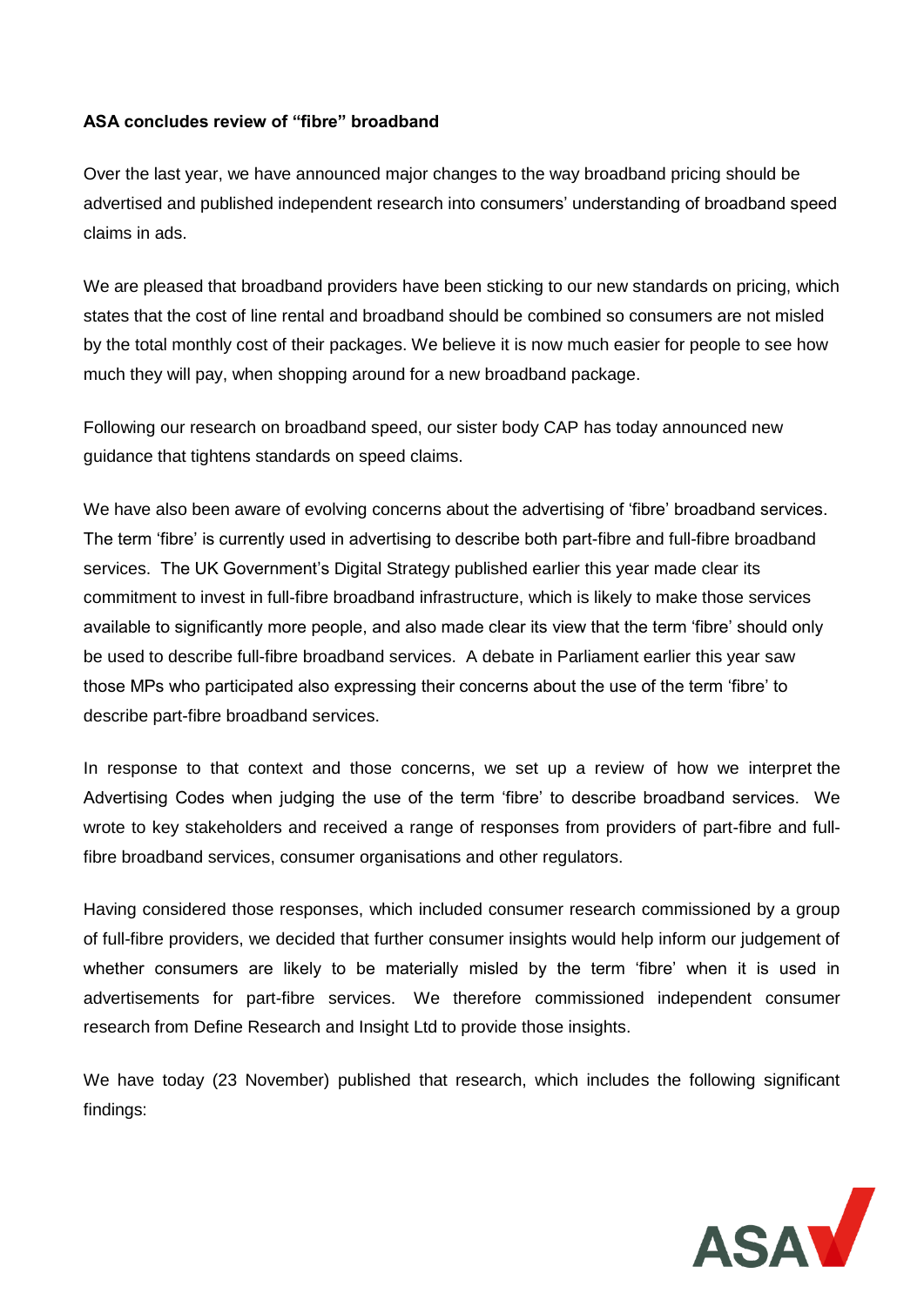**ASA concludes review of “fibre” broadband**

Over the last year, we have announced major changes to the way broadband pricing should be advertised and published independent research into consumers' understanding of broadband speed claims in ads.

We are pleased that broadband providers have been sticking to our new standards on pricing, which states that the cost of line rental and broadband should be combined so consumers are not misled by the total monthly cost of their packages. We believe it is now much easier for people to see how much they will pay, when shopping around for a new broadband package.

Following our research on broadband speed, our sister body CAP has today announced new guidance that tightens standards on speed claims.

We have also been aware of evolving concerns about the advertising of 'fibre' broadband services. The term 'fibre' is currently used in advertising to describe both part-fibre and full-fibre broadband services. The UK Government's Digital Strategy published earlier this year made clear its commitment to invest in full-fibre broadband infrastructure, which is likely to make those services available to significantly more people, and also made clear its view that the term 'fibre' should only be used to describe full-fibre broadband services. A debate in Parliament earlier this year saw those MPs who participated also expressing their concerns about the use of the term 'fibre' to describe part-fibre broadband services.

In response to that context and those concerns, we set up a review of how we interpret the Advertising Codes when judging the use of the term 'fibre' to describe broadband services. We wrote to key stakeholders and received a range of responses from providers of part-fibre and full-fibre broadband services, consumer organisations and other regulators.

Having considered those responses, which included consumer research commissioned by a group of full-fibre providers, we decided that further consumer insights would help inform our judgement of whether consumers are likely to be materially misled by the term 'fibre' when it is used in advertisements for part-fibre services. We therefore commissioned independent consumer research from Define Research and Insight Ltd to provide those insights.

We have today (23 November) published that research, which includes the following significant findings: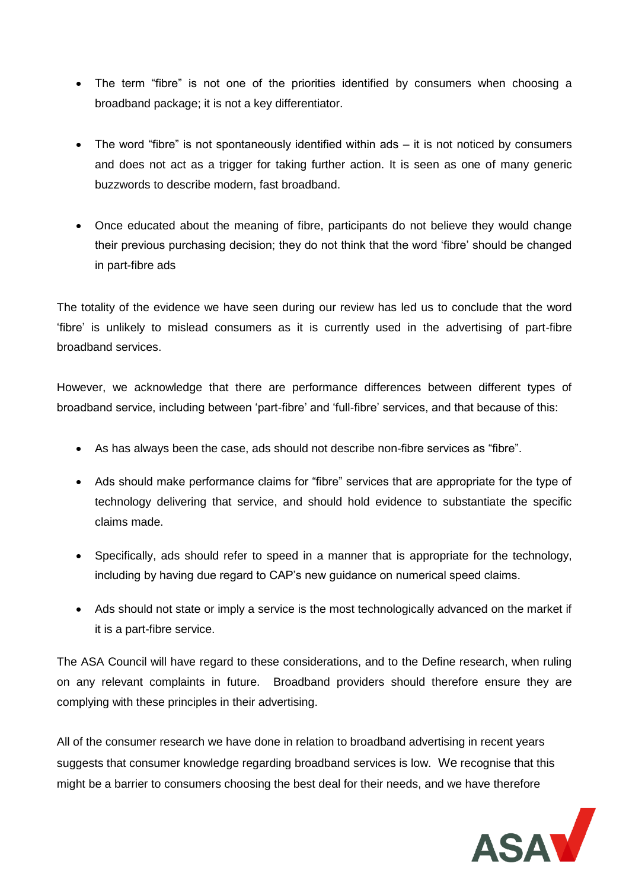- The term "fibre" is not one of the priorities identified by consumers when choosing a broadband package; it is not a key differentiator.

- The word "fibre" is not spontaneously identified within ads – it is not noticed by consumers and does not act as a trigger for taking further action. It is seen as one of many generic buzzwords to describe modern, fast broadband.

- Once educated about the meaning of fibre, participants do not believe they would change their previous purchasing decision; they do not think that the word 'fibre' should be changed in part-fibre ads

The totality of the evidence we have seen during our review has led us to conclude that the word 'fibre' is unlikely to mislead consumers as it is currently used in the advertising of part-fibre broadband services.

However, we acknowledge that there are performance differences between different types of broadband service, including between 'part-fibre' and 'full-fibre' services, and that because of this:

- As has always been the case, ads should not describe non-fibre services as "fibre".

- Ads should make performance claims for "fibre" services that are appropriate for the type of technology delivering that service, and should hold evidence to substantiate the specific claims made.

- Specifically, ads should refer to speed in a manner that is appropriate for the technology, including by having due regard to CAP's new guidance on numerical speed claims.

- Ads should not state or imply a service is the most technologically advanced on the market if it is a part-fibre service.

The ASA Council will have regard to these considerations, and to the Define research, when ruling on any relevant complaints in future. Broadband providers should therefore ensure they are complying with these principles in their advertising.

All of the consumer research we have done in relation to broadband advertising in recent years suggests that consumer knowledge regarding broadband services is low. We recognise that this might be a barrier to consumers choosing the best deal for their needs, and we have therefore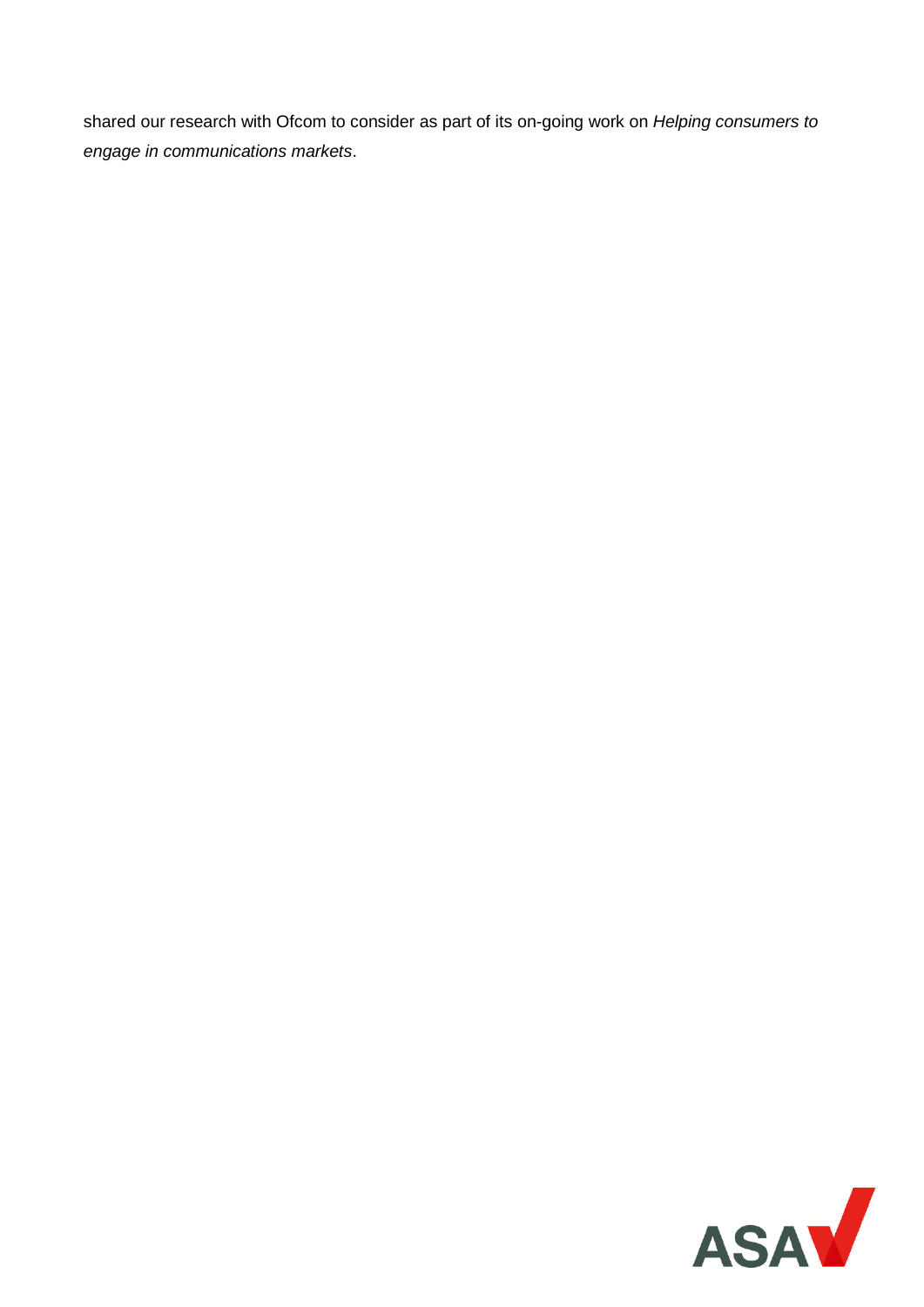shared our research with Ofcom to consider as part of its on-going work on *Helping consumers to engage in communications markets*.